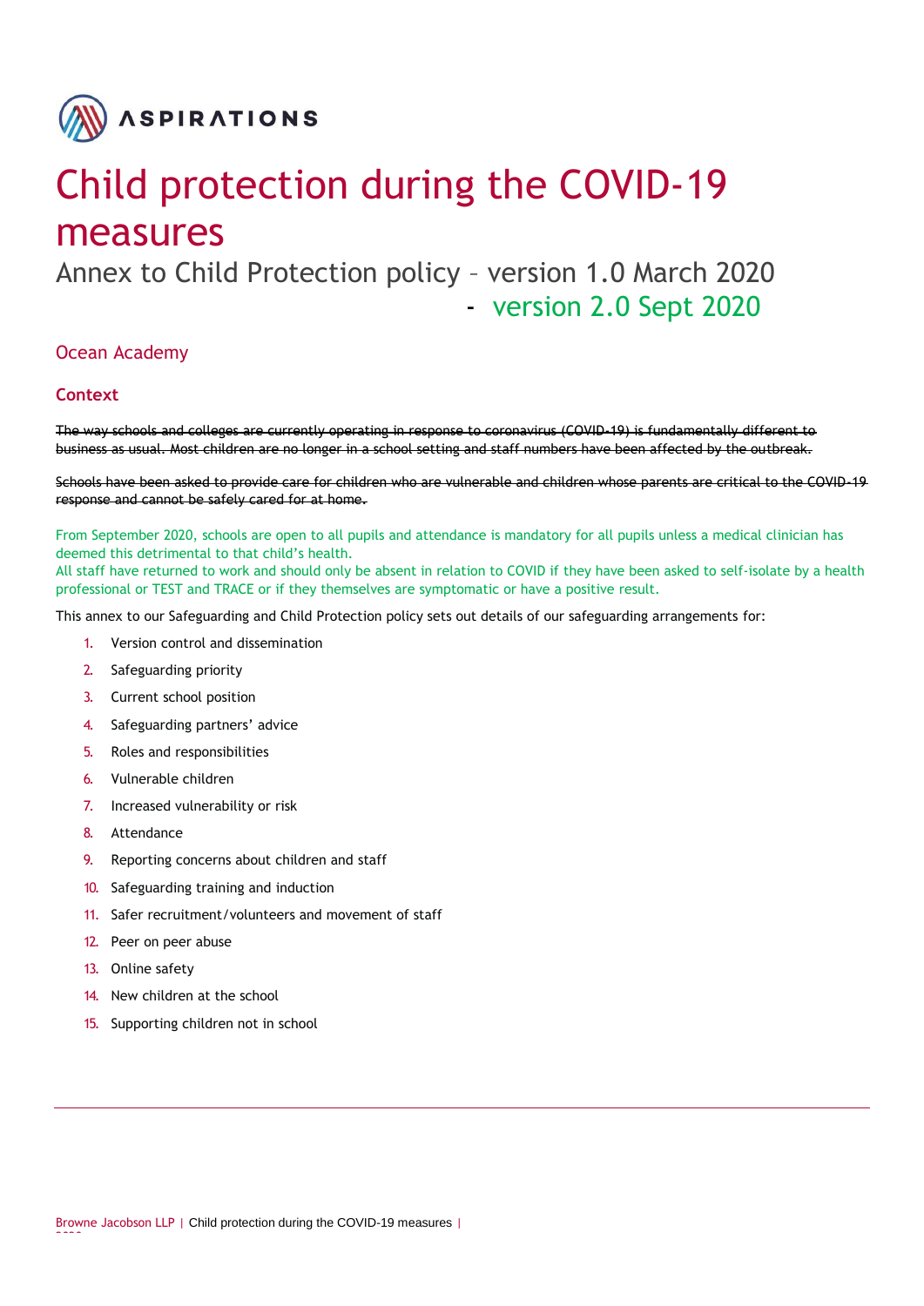ASPIRATIONS

# Child protection during the COVID-19 measures

## Annex to Child Protection policy – version 1.0 March 2020

## - version 2.0 Sept 2020

### Ocean Academy

### Context

~~The way schools and colleges are currently operating in response to coronavirus (COVID-19) is fundamentally different to business as usual. Most children are no longer in a school setting and staff numbers have been affected by the outbreak.~~

~~Schools have been asked to provide care for children who are vulnerable and children whose parents are critical to the COVID-19 response and cannot be safely cared for at home.~~

From September 2020, schools are open to all pupils and attendance is mandatory for all pupils unless a medical clinician has deemed this detrimental to that child's health.
All staff have returned to work and should only be absent in relation to COVID if they have been asked to self-isolate by a health professional or TEST and TRACE or if they themselves are symptomatic or have a positive result.

This annex to our Safeguarding and Child Protection policy sets out details of our safeguarding arrangements for:

1. Version control and dissemination
2. Safeguarding priority
3. Current school position
4. Safeguarding partners' advice
5. Roles and responsibilities
6. Vulnerable children
7. Increased vulnerability or risk
8. Attendance
9. Reporting concerns about children and staff
10. Safeguarding training and induction
11. Safer recruitment/volunteers and movement of staff
12. Peer on peer abuse
13. Online safety
14. New children at the school
15. Supporting children not in school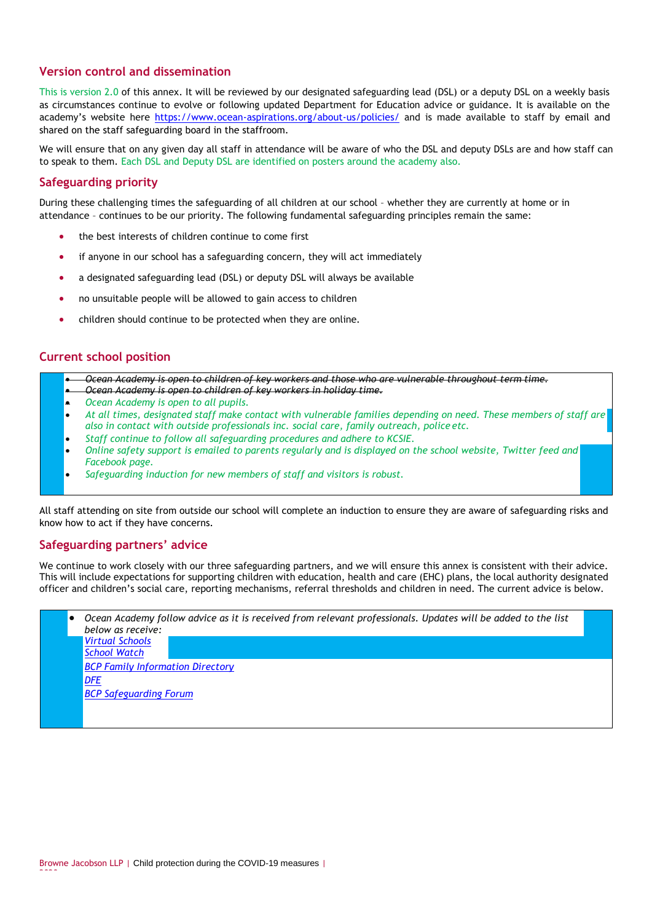## Version control and dissemination

This is version 2.0 of this annex. It will be reviewed by our designated safeguarding lead (DSL) or a deputy DSL on a weekly basis as circumstances continue to evolve or following updated Department for Education advice or guidance. It is available on the academy's website here https://www.ocean-aspirations.org/about-us/policies/ and is made available to staff by email and shared on the staff safeguarding board in the staffroom.

We will ensure that on any given day all staff in attendance will be aware of who the DSL and deputy DSLs are and how staff can to speak to them. Each DSL and Deputy DSL are identified on posters around the academy also.

## Safeguarding priority

During these challenging times the safeguarding of all children at our school – whether they are currently at home or in attendance – continues to be our priority. The following fundamental safeguarding principles remain the same:

- the best interests of children continue to come first
- if anyone in our school has a safeguarding concern, they will act immediately
- a designated safeguarding lead (DSL) or deputy DSL will always be available
- no unsuitable people will be allowed to gain access to children
- children should continue to be protected when they are online.

## Current school position

- ~~*Ocean Academy is open to children of key workers and those who are vulnerable throughout term time.*~~
- ~~*Ocean Academy is open to children of key workers in holiday time.*~~
- *Ocean Academy is open to all pupils.*
- *At all times, designated staff make contact with vulnerable families depending on need. These members of staff are also in contact with outside professionals inc. social care, family outreach, police etc.*
- *Staff continue to follow all safeguarding procedures and adhere to KCSIE.*
- *Online safety support is emailed to parents regularly and is displayed on the school website, Twitter feed and Facebook page.*
- *Safeguarding induction for new members of staff and visitors is robust.*

All staff attending on site from outside our school will complete an induction to ensure they are aware of safeguarding risks and know how to act if they have concerns.

## Safeguarding partners' advice

We continue to work closely with our three safeguarding partners, and we will ensure this annex is consistent with their advice. This will include expectations for supporting children with education, health and care (EHC) plans, the local authority designated officer and children's social care, reporting mechanisms, referral thresholds and children in need. The current advice is below.

- *Ocean Academy follow advice as it is received from relevant professionals. Updates will be added to the list below as receive:*
  *Virtual Schools*
  *School Watch*
  *BCP Family Information Directory*
  *DFE*
  *BCP Safeguarding Forum*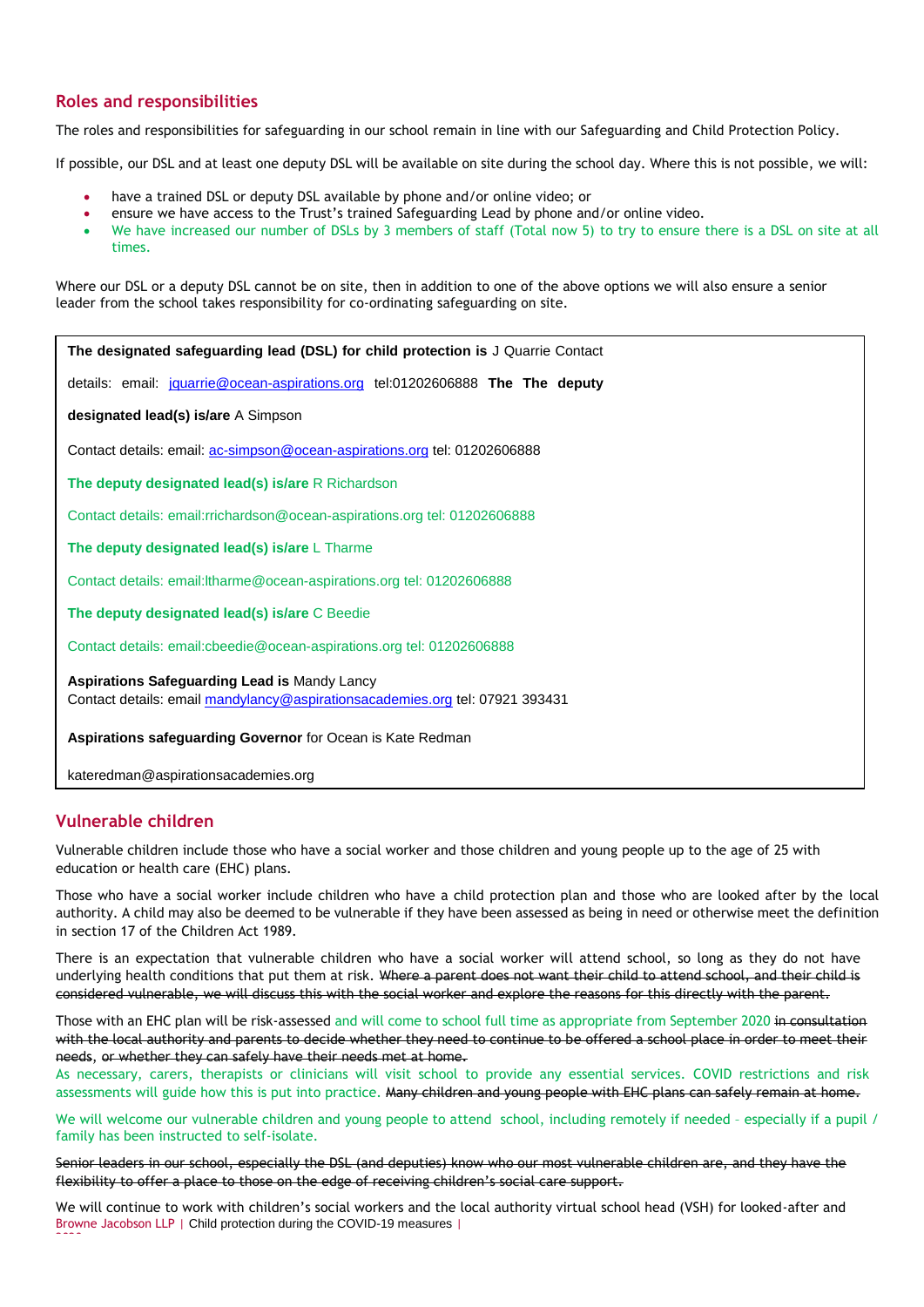## Roles and responsibilities

The roles and responsibilities for safeguarding in our school remain in line with our Safeguarding and Child Protection Policy.

If possible, our DSL and at least one deputy DSL will be available on site during the school day. Where this is not possible, we will:

- have a trained DSL or deputy DSL available by phone and/or online video; or
- ensure we have access to the Trust's trained Safeguarding Lead by phone and/or online video.
- We have increased our number of DSLs by 3 members of staff (Total now 5) to try to ensure there is a DSL on site at all times.

Where our DSL or a deputy DSL cannot be on site, then in addition to one of the above options we will also ensure a senior leader from the school takes responsibility for co-ordinating safeguarding on site.

**The designated safeguarding lead (DSL) for child protection is** J Quarrie Contact

details: email: jquarrie@ocean-aspirations.org tel:01202606888 **The The deputy**

**designated lead(s) is/are** A Simpson

Contact details: email: ac-simpson@ocean-aspirations.org tel: 01202606888

**The deputy designated lead(s) is/are** R Richardson

Contact details: email:rrichardson@ocean-aspirations.org tel: 01202606888

**The deputy designated lead(s) is/are** L Tharme

Contact details: email:ltharme@ocean-aspirations.org tel: 01202606888

**The deputy designated lead(s) is/are** C Beedie

Contact details: email:cbeedie@ocean-aspirations.org tel: 01202606888

**Aspirations Safeguarding Lead is** Mandy Lancy
Contact details: email mandylancy@aspirationsacademies.org tel: 07921 393431

**Aspirations safeguarding Governor** for Ocean is Kate Redman

kateredman@aspirationsacademies.org

## Vulnerable children

Vulnerable children include those who have a social worker and those children and young people up to the age of 25 with education or health care (EHC) plans.

Those who have a social worker include children who have a child protection plan and those who are looked after by the local authority. A child may also be deemed to be vulnerable if they have been assessed as being in need or otherwise meet the definition in section 17 of the Children Act 1989.

There is an expectation that vulnerable children who have a social worker will attend school, so long as they do not have underlying health conditions that put them at risk. ~~Where a parent does not want their child to attend school, and their child is considered vulnerable, we will discuss this with the social worker and explore the reasons for this directly with the parent.~~

Those with an EHC plan will be risk-assessed and will come to school full time as appropriate from September 2020 ~~in consultation with the local authority and parents to decide whether they need to continue to be offered a school place in order to meet their needs, or whether they can safely have their needs met at home.~~
As necessary, carers, therapists or clinicians will visit school to provide any essential services. COVID restrictions and risk assessments will guide how this is put into practice. ~~Many children and young people with EHC plans can safely remain at home.~~

We will welcome our vulnerable children and young people to attend school, including remotely if needed – especially if a pupil / family has been instructed to self-isolate.

~~Senior leaders in our school, especially the DSL (and deputies) know who our most vulnerable children are, and they have the flexibility to offer a place to those on the edge of receiving children's social care support.~~

We will continue to work with children's social workers and the local authority virtual school head (VSH) for looked-after and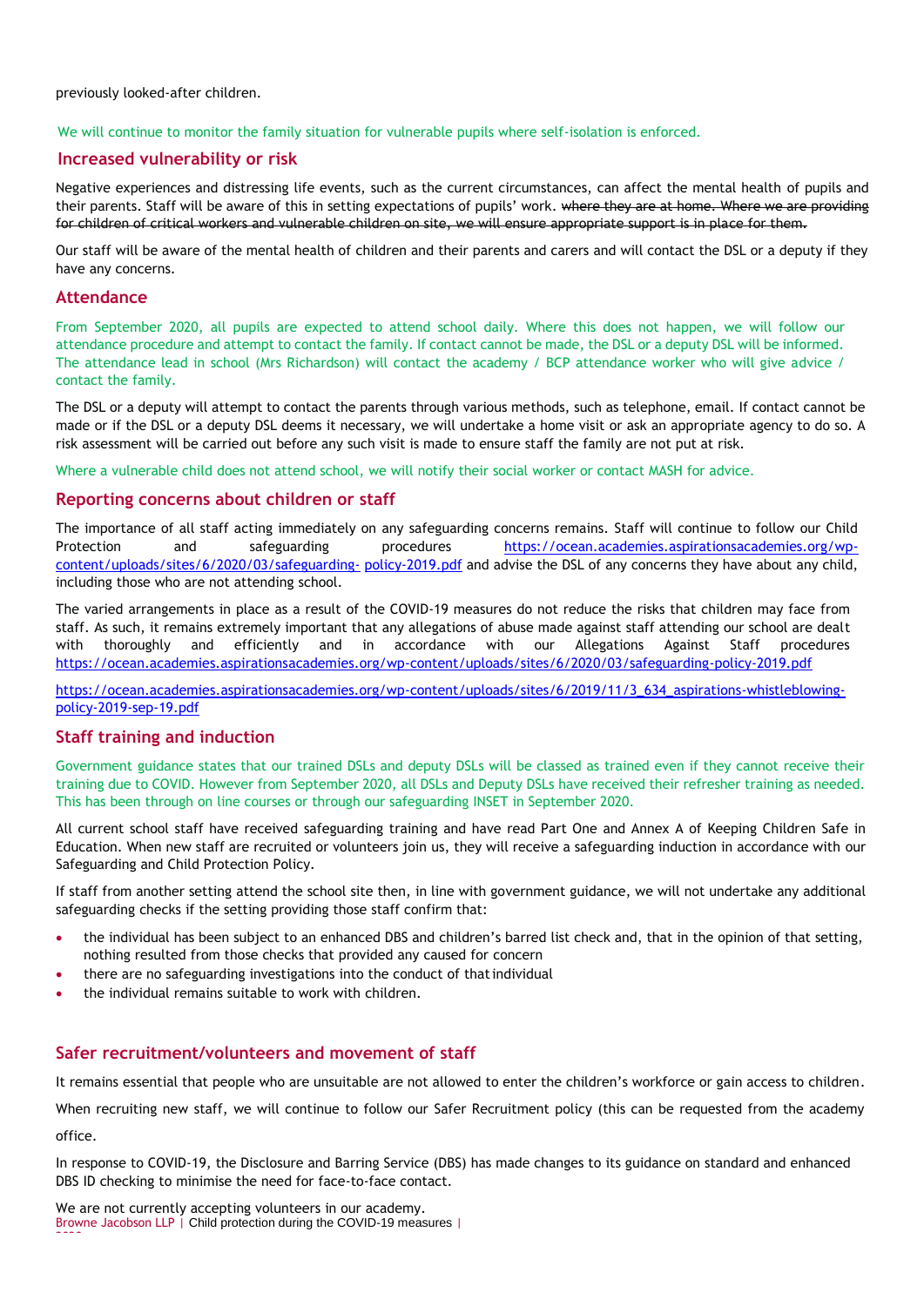previously looked-after children.

We will continue to monitor the family situation for vulnerable pupils where self-isolation is enforced.

## Increased vulnerability or risk

Negative experiences and distressing life events, such as the current circumstances, can affect the mental health of pupils and their parents. Staff will be aware of this in setting expectations of pupils' work. ~~where they are at home. Where we are providing for children of critical workers and vulnerable children on site, we will ensure appropriate support is in place for them.~~

Our staff will be aware of the mental health of children and their parents and carers and will contact the DSL or a deputy if they have any concerns.

## Attendance

From September 2020, all pupils are expected to attend school daily. Where this does not happen, we will follow our attendance procedure and attempt to contact the family. If contact cannot be made, the DSL or a deputy DSL will be informed. The attendance lead in school (Mrs Richardson) will contact the academy / BCP attendance worker who will give advice / contact the family.

The DSL or a deputy will attempt to contact the parents through various methods, such as telephone, email. If contact cannot be made or if the DSL or a deputy DSL deems it necessary, we will undertake a home visit or ask an appropriate agency to do so. A risk assessment will be carried out before any such visit is made to ensure staff the family are not put at risk.

Where a vulnerable child does not attend school, we will notify their social worker or contact MASH for advice.

## Reporting concerns about children or staff

The importance of all staff acting immediately on any safeguarding concerns remains. Staff will continue to follow our Child Protection and safeguarding procedures https://ocean.academies.aspirationsacademies.org/wp-content/uploads/sites/6/2020/03/safeguarding-policy-2019.pdf and advise the DSL of any concerns they have about any child, including those who are not attending school.

The varied arrangements in place as a result of the COVID-19 measures do not reduce the risks that children may face from staff. As such, it remains extremely important that any allegations of abuse made against staff attending our school are dealt with thoroughly and efficiently and in accordance with our Allegations Against Staff procedures https://ocean.academies.aspirationsacademies.org/wp-content/uploads/sites/6/2020/03/safeguarding-policy-2019.pdf

https://ocean.academies.aspirationsacademies.org/wp-content/uploads/sites/6/2019/11/3_634_aspirations-whistleblowing-policy-2019-sep-19.pdf

## Staff training and induction

Government guidance states that our trained DSLs and deputy DSLs will be classed as trained even if they cannot receive their training due to COVID. However from September 2020, all DSLs and Deputy DSLs have received their refresher training as needed. This has been through on line courses or through our safeguarding INSET in September 2020.

All current school staff have received safeguarding training and have read Part One and Annex A of Keeping Children Safe in Education. When new staff are recruited or volunteers join us, they will receive a safeguarding induction in accordance with our Safeguarding and Child Protection Policy.

If staff from another setting attend the school site then, in line with government guidance, we will not undertake any additional safeguarding checks if the setting providing those staff confirm that:

- the individual has been subject to an enhanced DBS and children's barred list check and, that in the opinion of that setting, nothing resulted from those checks that provided any caused for concern
- there are no safeguarding investigations into the conduct of that individual
- the individual remains suitable to work with children.

## Safer recruitment/volunteers and movement of staff

It remains essential that people who are unsuitable are not allowed to enter the children's workforce or gain access to children.

When recruiting new staff, we will continue to follow our Safer Recruitment policy (this can be requested from the academy office.

In response to COVID-19, the Disclosure and Barring Service (DBS) has made changes to its guidance on standard and enhanced DBS ID checking to minimise the need for face-to-face contact.

We are not currently accepting volunteers in our academy.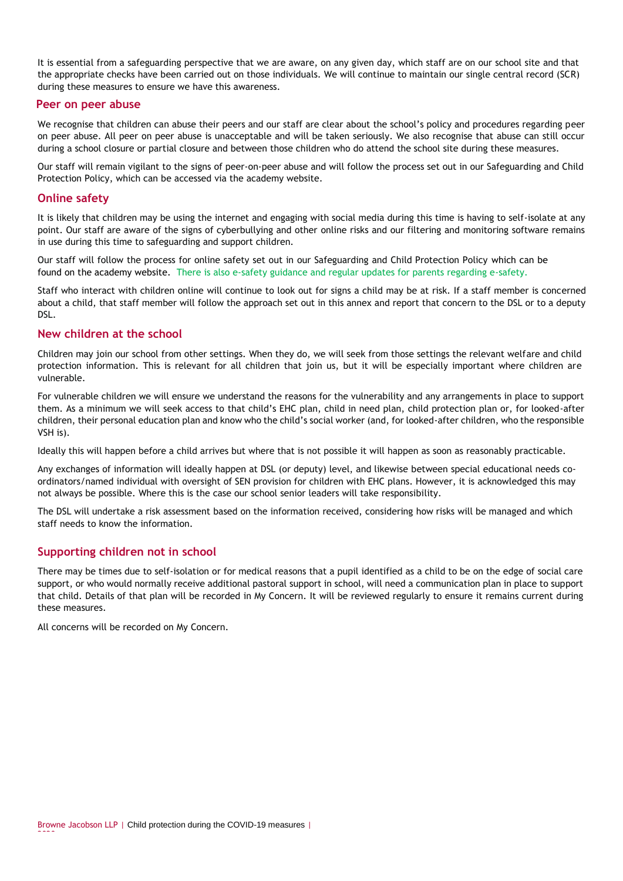It is essential from a safeguarding perspective that we are aware, on any given day, which staff are on our school site and that the appropriate checks have been carried out on those individuals. We will continue to maintain our single central record (SCR) during these measures to ensure we have this awareness.

## Peer on peer abuse

We recognise that children can abuse their peers and our staff are clear about the school's policy and procedures regarding peer on peer abuse. All peer on peer abuse is unacceptable and will be taken seriously. We also recognise that abuse can still occur during a school closure or partial closure and between those children who do attend the school site during these measures.

Our staff will remain vigilant to the signs of peer-on-peer abuse and will follow the process set out in our Safeguarding and Child Protection Policy, which can be accessed via the academy website.

## Online safety

It is likely that children may be using the internet and engaging with social media during this time is having to self-isolate at any point. Our staff are aware of the signs of cyberbullying and other online risks and our filtering and monitoring software remains in use during this time to safeguarding and support children.

Our staff will follow the process for online safety set out in our Safeguarding and Child Protection Policy which can be found on the academy website. There is also e-safety guidance and regular updates for parents regarding e-safety.

Staff who interact with children online will continue to look out for signs a child may be at risk. If a staff member is concerned about a child, that staff member will follow the approach set out in this annex and report that concern to the DSL or to a deputy DSL.

## New children at the school

Children may join our school from other settings. When they do, we will seek from those settings the relevant welfare and child protection information. This is relevant for all children that join us, but it will be especially important where children are vulnerable.

For vulnerable children we will ensure we understand the reasons for the vulnerability and any arrangements in place to support them. As a minimum we will seek access to that child's EHC plan, child in need plan, child protection plan or, for looked-after children, their personal education plan and know who the child's social worker (and, for looked-after children, who the responsible VSH is).

Ideally this will happen before a child arrives but where that is not possible it will happen as soon as reasonably practicable.

Any exchanges of information will ideally happen at DSL (or deputy) level, and likewise between special educational needs co-ordinators/named individual with oversight of SEN provision for children with EHC plans. However, it is acknowledged this may not always be possible. Where this is the case our school senior leaders will take responsibility.

The DSL will undertake a risk assessment based on the information received, considering how risks will be managed and which staff needs to know the information.

## Supporting children not in school

There may be times due to self-isolation or for medical reasons that a pupil identified as a child to be on the edge of social care support, or who would normally receive additional pastoral support in school, will need a communication plan in place to support that child. Details of that plan will be recorded in My Concern. It will be reviewed regularly to ensure it remains current during these measures.

All concerns will be recorded on My Concern.